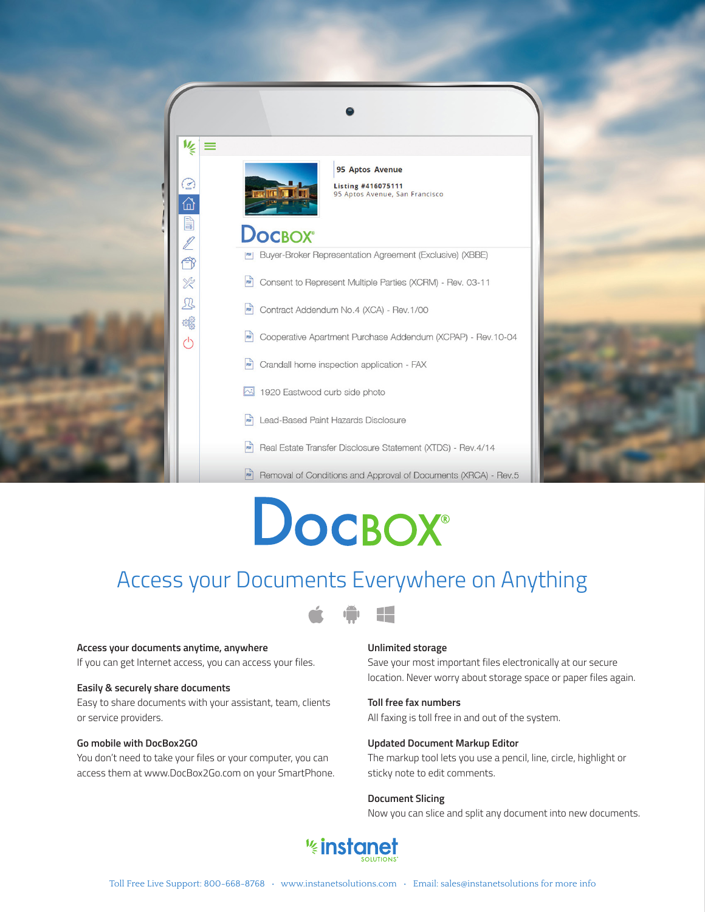# DocBox®

## Access your Documents Everywhere on Anything

**Access your documents anytime, anywhere**
If you can get Internet access, you can access your files.

**Easily & securely share documents**
Easy to share documents with your assistant, team, clients or service providers.

**Go mobile with DocBox2GO**
You don't need to take your files or your computer, you can access them at www.DocBox2Go.com on your SmartPhone.

**Unlimited storage**
Save your most important files electronically at our secure location. Never worry about storage space or paper files again.

**Toll free fax numbers**
All faxing is toll free in and out of the system.

**Updated Document Markup Editor**
The markup tool lets you use a pencil, line, circle, highlight or sticky note to edit comments.

**Document Slicing**
Now you can slice and split any document into new documents.

instanet SOLUTIONS

Toll Free Live Support: 800-668-8768 · www.instanetsolutions.com · Email: sales@instanetsolutions for more info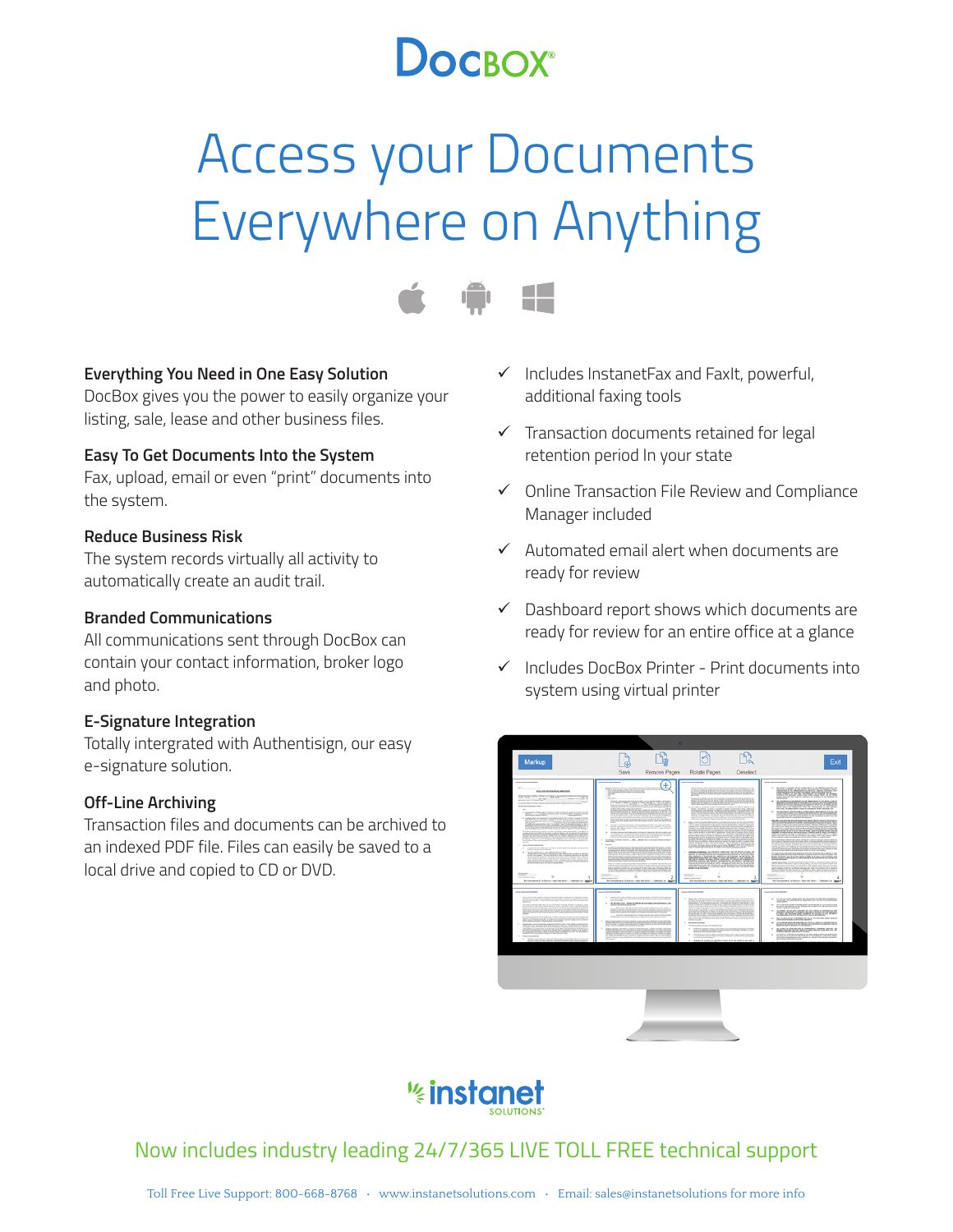# DocBox

# Access your Documents Everywhere on Anything

**Everything You Need in One Easy Solution**
DocBox gives you the power to easily organize your listing, sale, lease and other business files.

**Easy To Get Documents Into the System**
Fax, upload, email or even "print" documents into the system.

**Reduce Business Risk**
The system records virtually all activity to automatically create an audit trail.

**Branded Communications**
All communications sent through DocBox can contain your contact information, broker logo and photo.

**E-Signature Integration**
Totally intergrated with Authentisign, our easy e-signature solution.

**Off-Line Archiving**
Transaction files and documents can be archived to an indexed PDF file. Files can easily be saved to a local drive and copied to CD or DVD.

- ✓ Includes InstanetFax and FaxIt, powerful, additional faxing tools
- ✓ Transaction documents retained for legal retention period In your state
- ✓ Online Transaction File Review and Compliance Manager included
- ✓ Automated email alert when documents are ready for review
- ✓ Dashboard report shows which documents are ready for review for an entire office at a glance
- ✓ Includes DocBox Printer - Print documents into system using virtual printer

instanet SOLUTIONS

Now includes industry leading 24/7/365 LIVE TOLL FREE technical support

Toll Free Live Support: 800-668-8768 · www.instanetsolutions.com · Email: sales@instanetsolutions for more info